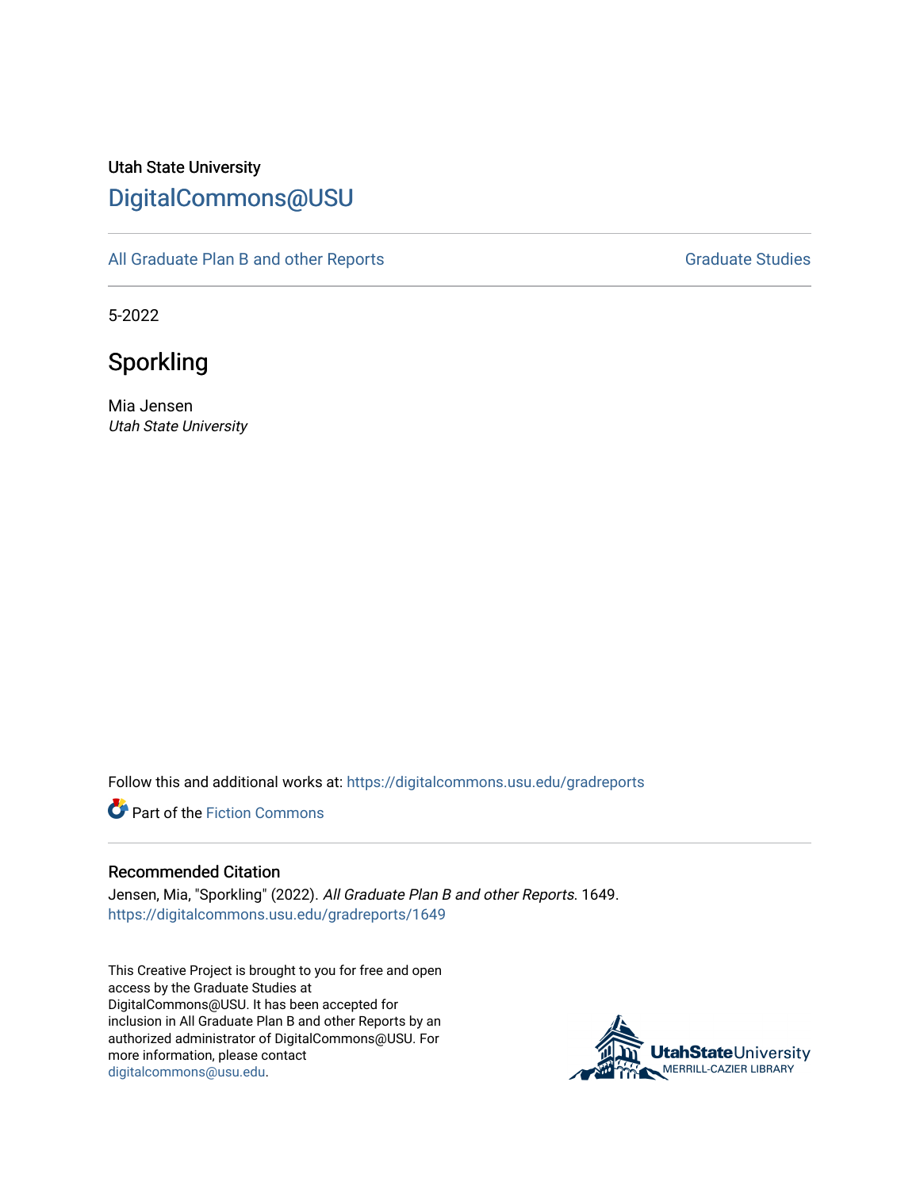Utah State University

DigitalCommons@USU

All Graduate Plan B and other Reports | Graduate Studies

5-2022

# Sporkling

Mia Jensen
*Utah State University*

Follow this and additional works at: https://digitalcommons.usu.edu/gradreports

Part of the Fiction Commons

## Recommended Citation

Jensen, Mia, "Sporkling" (2022). *All Graduate Plan B and other Reports*. 1649.
https://digitalcommons.usu.edu/gradreports/1649

This Creative Project is brought to you for free and open access by the Graduate Studies at DigitalCommons@USU. It has been accepted for inclusion in All Graduate Plan B and other Reports by an authorized administrator of DigitalCommons@USU. For more information, please contact digitalcommons@usu.edu.

UtahStateUniversity
MERRILL-CAZIER LIBRARY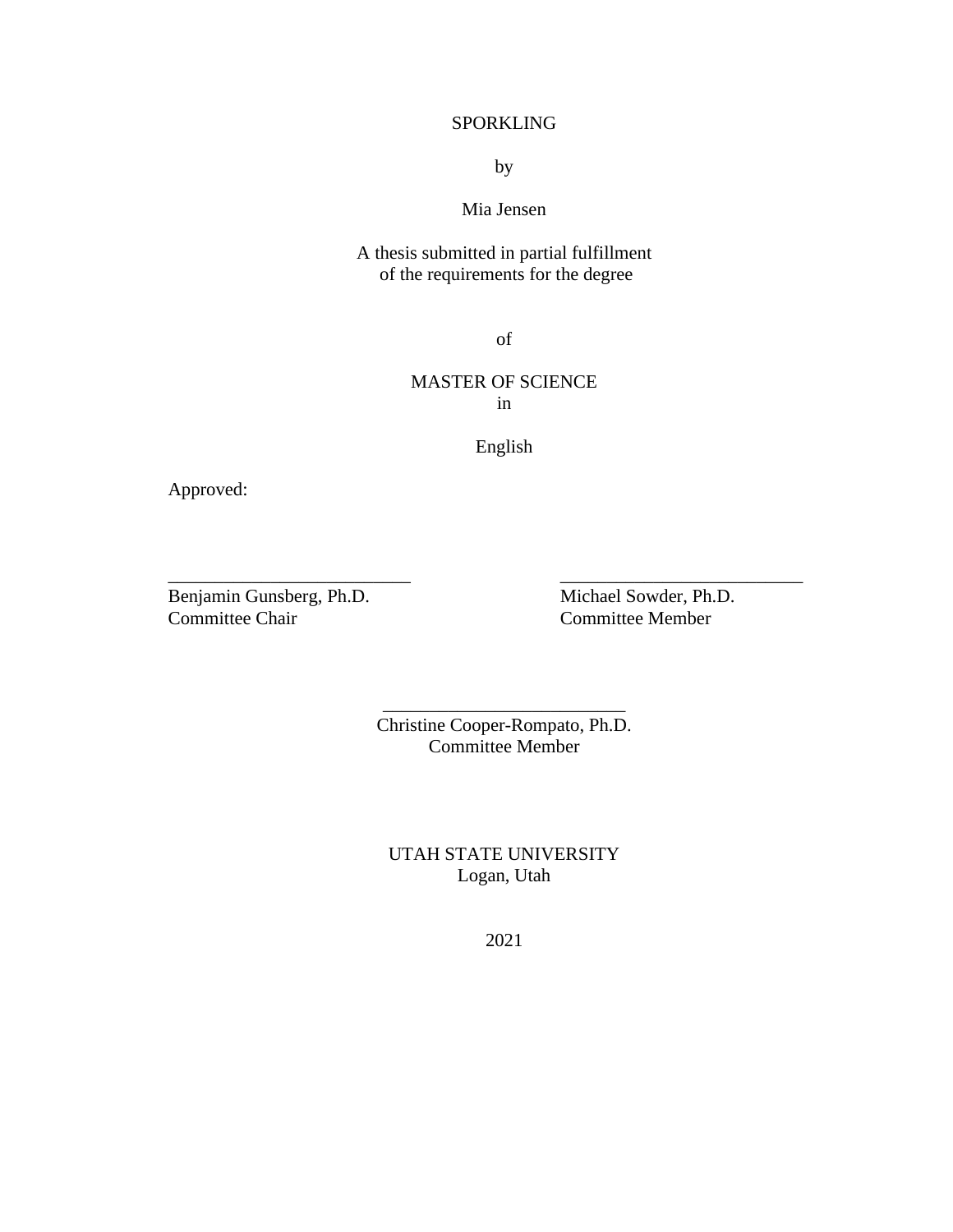SPORKLING

by

Mia Jensen

A thesis submitted in partial fulfillment
of the requirements for the degree

of

MASTER OF SCIENCE
in

English

Approved:

| | |
|---|---|
| ______________________ | ______________________ |
| Benjamin Gunsberg, Ph.D. | Michael Sowder, Ph.D. |
| Committee Chair | Committee Member |

______________________
Christine Cooper-Rompato, Ph.D.
Committee Member

UTAH STATE UNIVERSITY
Logan, Utah

2021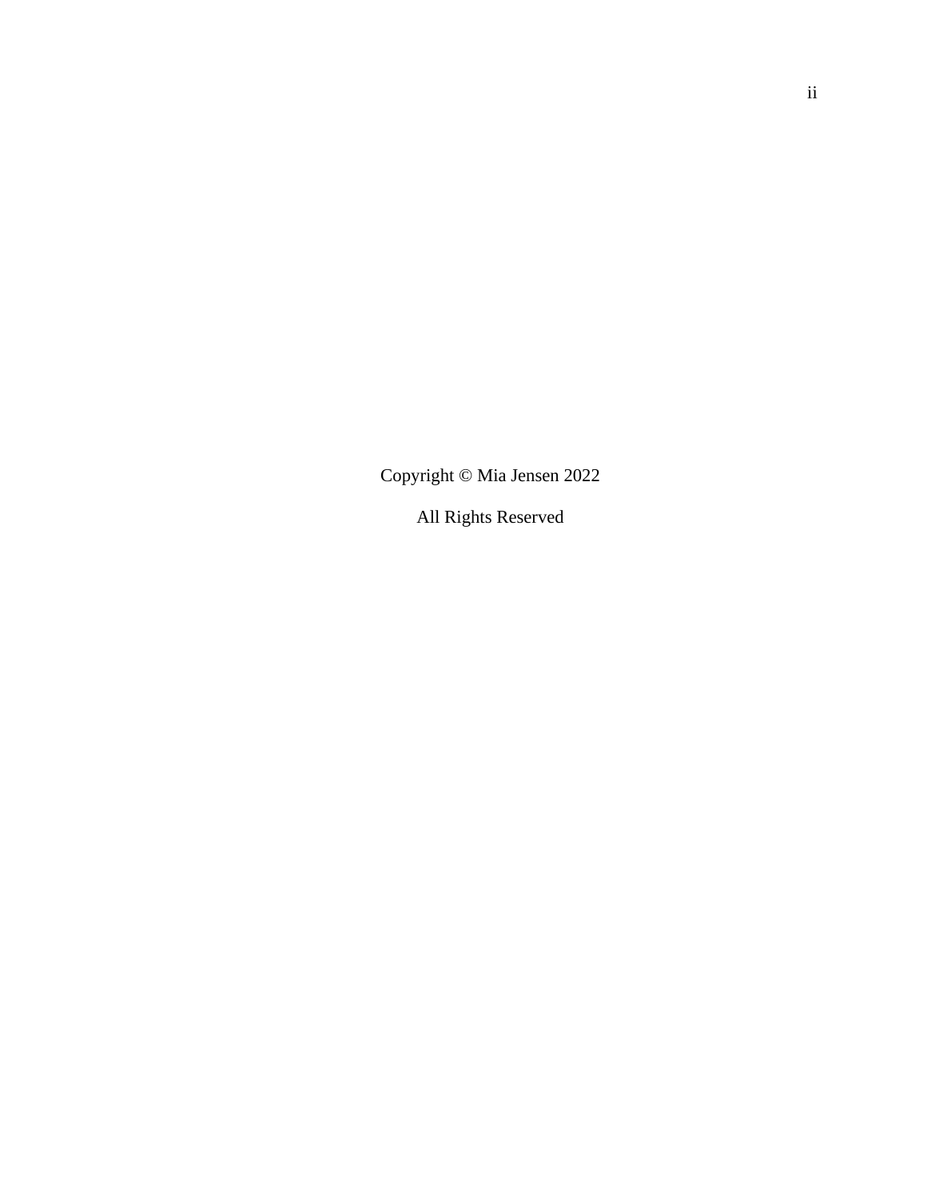Copyright © Mia Jensen 2022

All Rights Reserved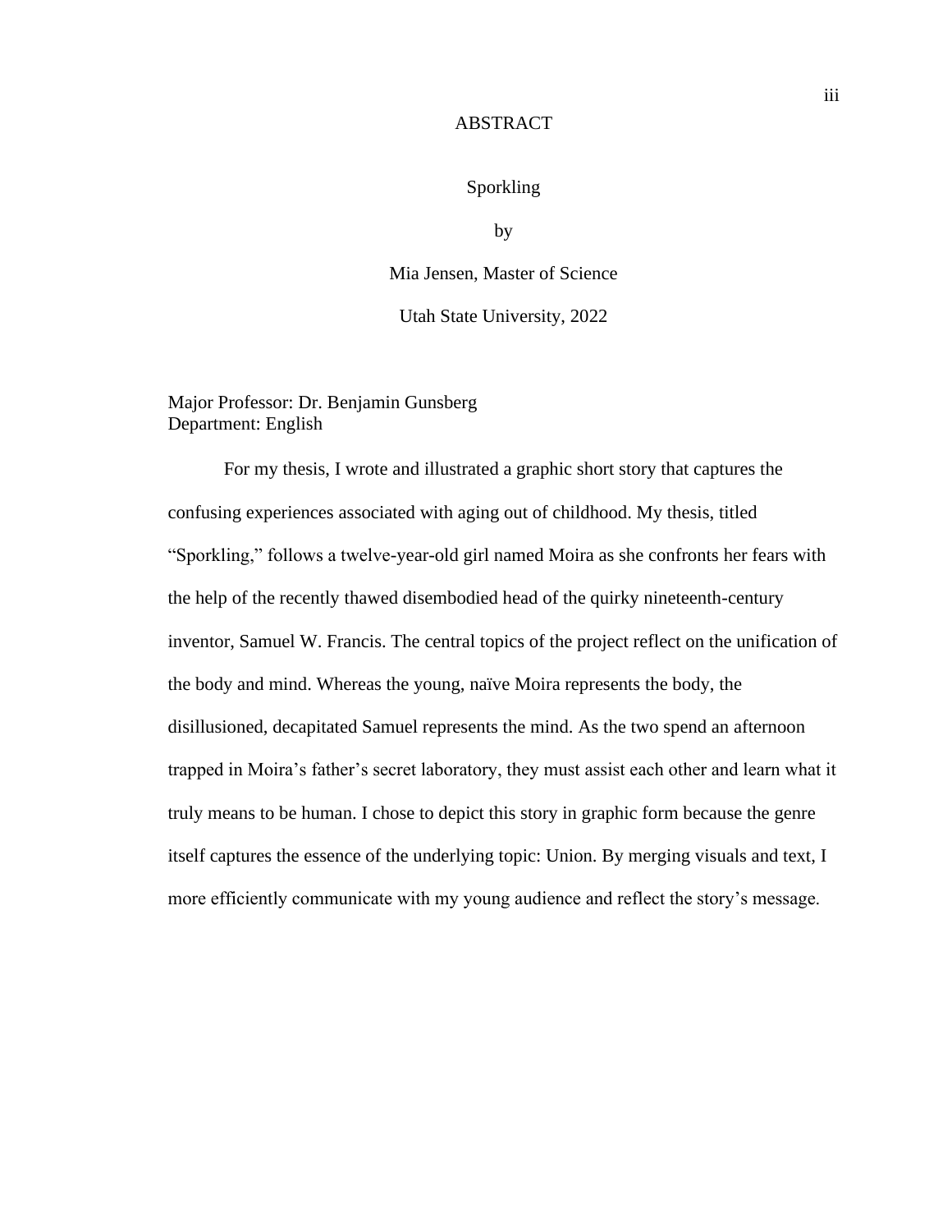# ABSTRACT

Sporkling

by

Mia Jensen, Master of Science

Utah State University, 2022

Major Professor: Dr. Benjamin Gunsberg
Department: English

For my thesis, I wrote and illustrated a graphic short story that captures the confusing experiences associated with aging out of childhood. My thesis, titled "Sporkling," follows a twelve-year-old girl named Moira as she confronts her fears with the help of the recently thawed disembodied head of the quirky nineteenth-century inventor, Samuel W. Francis. The central topics of the project reflect on the unification of the body and mind. Whereas the young, naïve Moira represents the body, the disillusioned, decapitated Samuel represents the mind. As the two spend an afternoon trapped in Moira's father's secret laboratory, they must assist each other and learn what it truly means to be human. I chose to depict this story in graphic form because the genre itself captures the essence of the underlying topic: Union. By merging visuals and text, I more efficiently communicate with my young audience and reflect the story's message.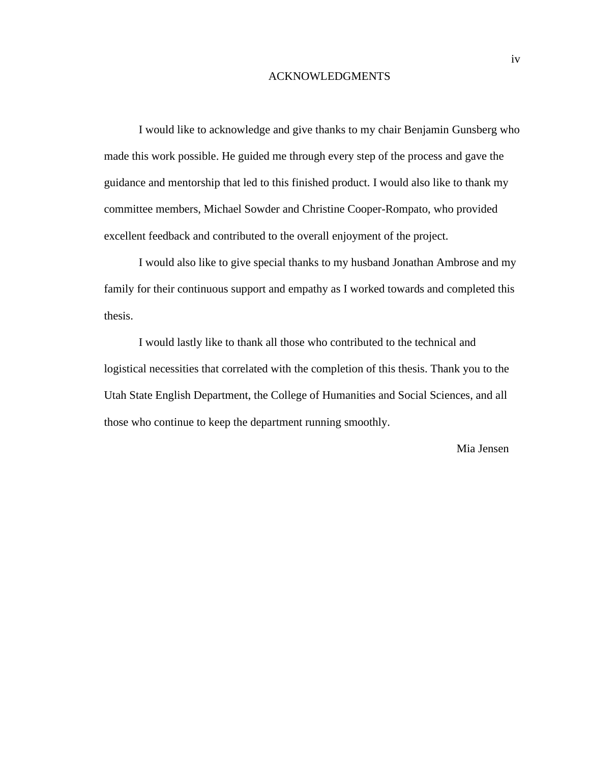# ACKNOWLEDGMENTS

I would like to acknowledge and give thanks to my chair Benjamin Gunsberg who made this work possible. He guided me through every step of the process and gave the guidance and mentorship that led to this finished product. I would also like to thank my committee members, Michael Sowder and Christine Cooper-Rompato, who provided excellent feedback and contributed to the overall enjoyment of the project.

I would also like to give special thanks to my husband Jonathan Ambrose and my family for their continuous support and empathy as I worked towards and completed this thesis.

I would lastly like to thank all those who contributed to the technical and logistical necessities that correlated with the completion of this thesis. Thank you to the Utah State English Department, the College of Humanities and Social Sciences, and all those who continue to keep the department running smoothly.

Mia Jensen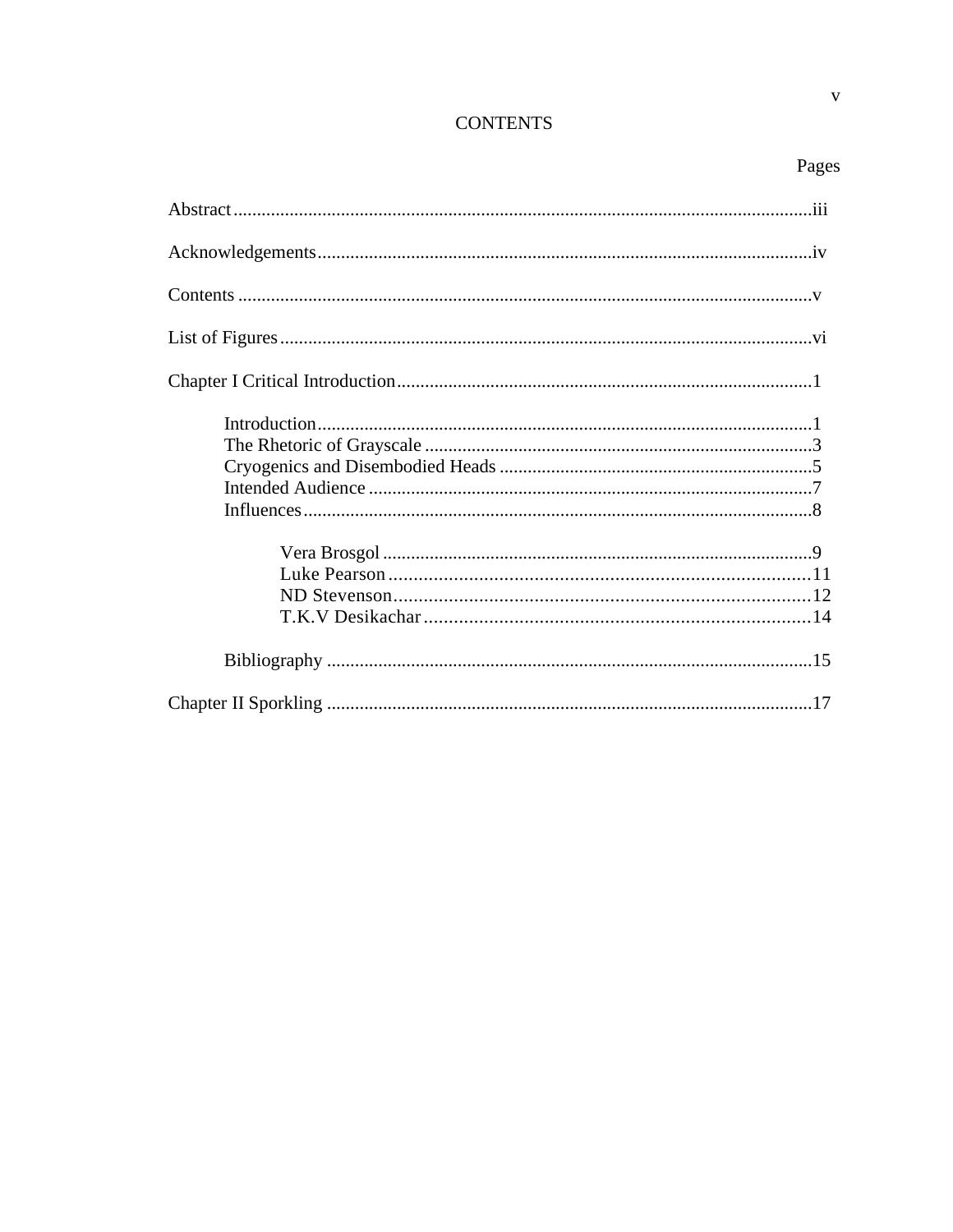# CONTENTS

Pages

Abstract...iii

Acknowledgements...iv

Contents...v

List of Figures...vi

Chapter I Critical Introduction...1

- Introduction...1
- The Rhetoric of Grayscale...3
- Cryogenics and Disembodied Heads...5
- Intended Audience...7
- Influences...8
  - Vera Brosgol...9
  - Luke Pearson...11
  - ND Stevenson...12
  - T.K.V Desikachar...14
- Bibliography...15

Chapter II Sporkling...17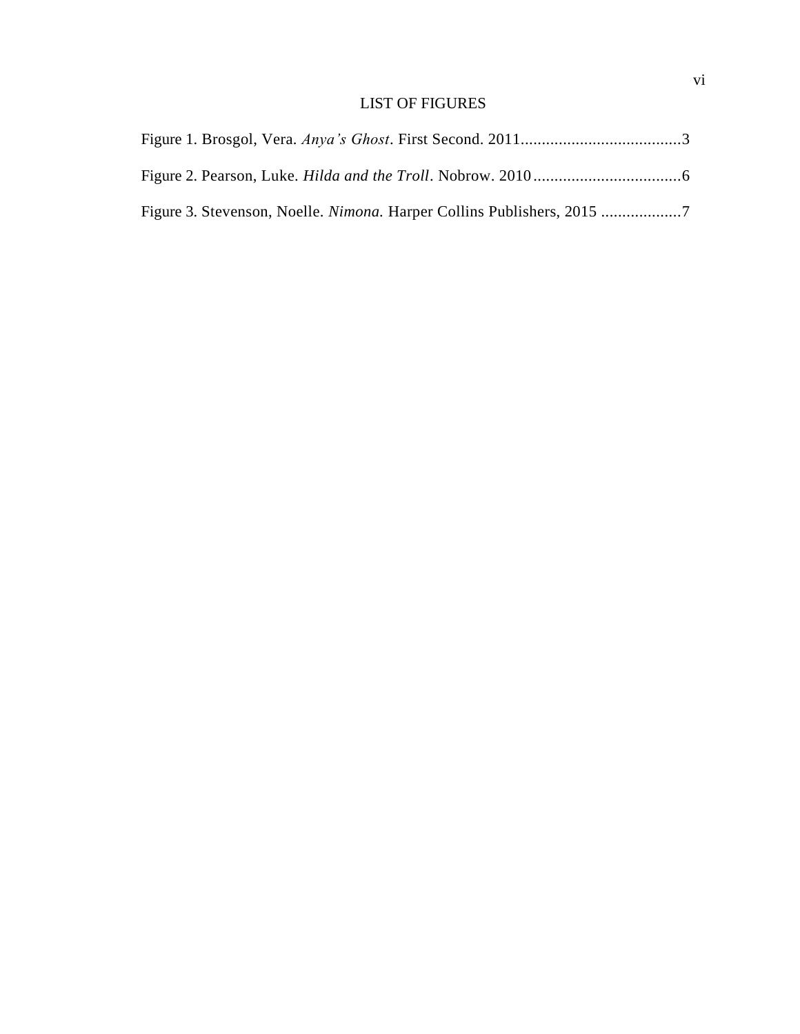# LIST OF FIGURES

Figure 1. Brosgol, Vera. *Anya's Ghost*. First Second. 2011......................................3

Figure 2. Pearson, Luke. *Hilda and the Troll*. Nobrow. 2010...................................6

Figure 3. Stevenson, Noelle. *Nimona.* Harper Collins Publishers, 2015 ...................7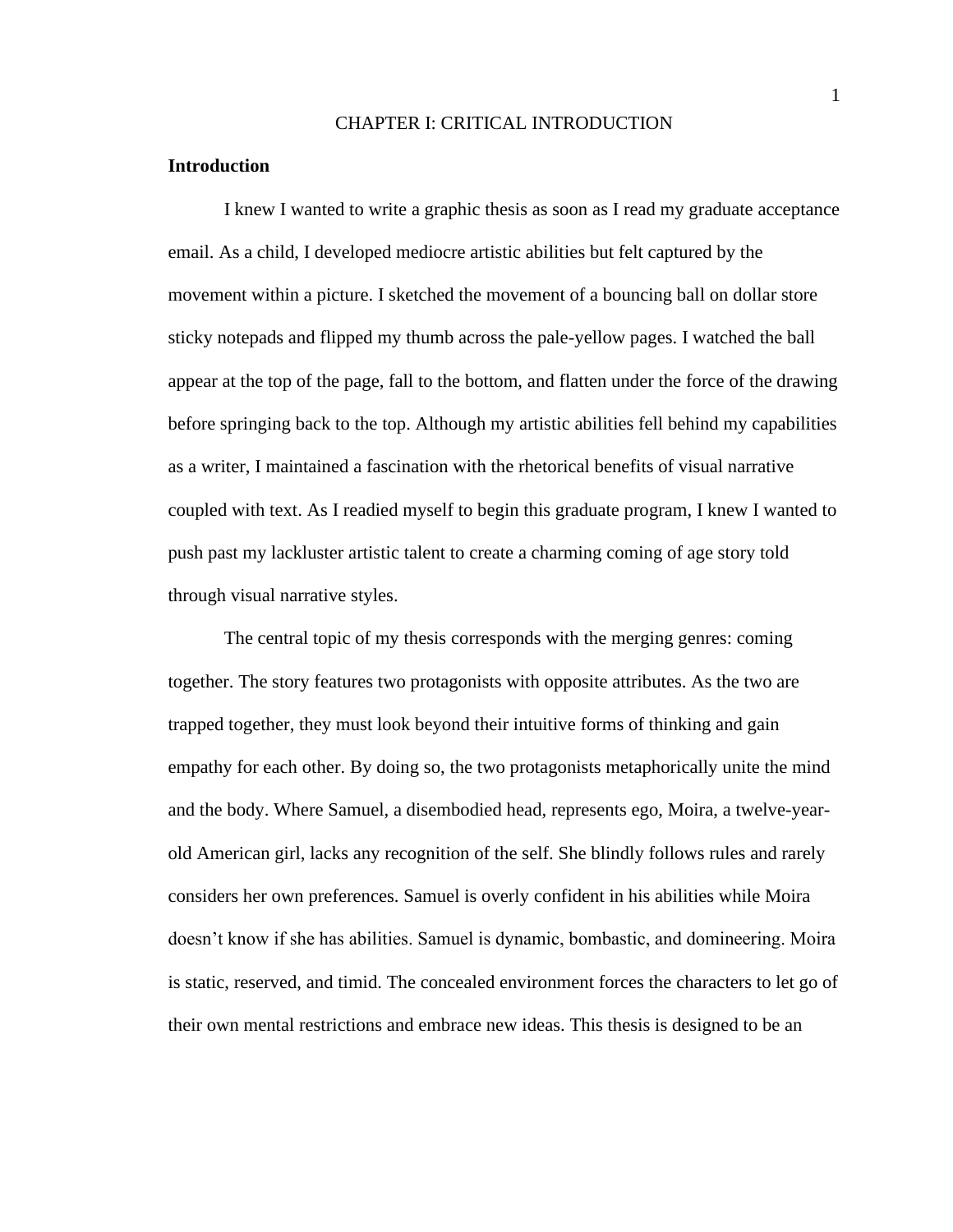# CHAPTER I: CRITICAL INTRODUCTION

## Introduction

I knew I wanted to write a graphic thesis as soon as I read my graduate acceptance email. As a child, I developed mediocre artistic abilities but felt captured by the movement within a picture. I sketched the movement of a bouncing ball on dollar store sticky notepads and flipped my thumb across the pale-yellow pages. I watched the ball appear at the top of the page, fall to the bottom, and flatten under the force of the drawing before springing back to the top. Although my artistic abilities fell behind my capabilities as a writer, I maintained a fascination with the rhetorical benefits of visual narrative coupled with text. As I readied myself to begin this graduate program, I knew I wanted to push past my lackluster artistic talent to create a charming coming of age story told through visual narrative styles.

The central topic of my thesis corresponds with the merging genres: coming together. The story features two protagonists with opposite attributes. As the two are trapped together, they must look beyond their intuitive forms of thinking and gain empathy for each other. By doing so, the two protagonists metaphorically unite the mind and the body. Where Samuel, a disembodied head, represents ego, Moira, a twelve-year-old American girl, lacks any recognition of the self. She blindly follows rules and rarely considers her own preferences. Samuel is overly confident in his abilities while Moira doesn't know if she has abilities. Samuel is dynamic, bombastic, and domineering. Moira is static, reserved, and timid. The concealed environment forces the characters to let go of their own mental restrictions and embrace new ideas. This thesis is designed to be an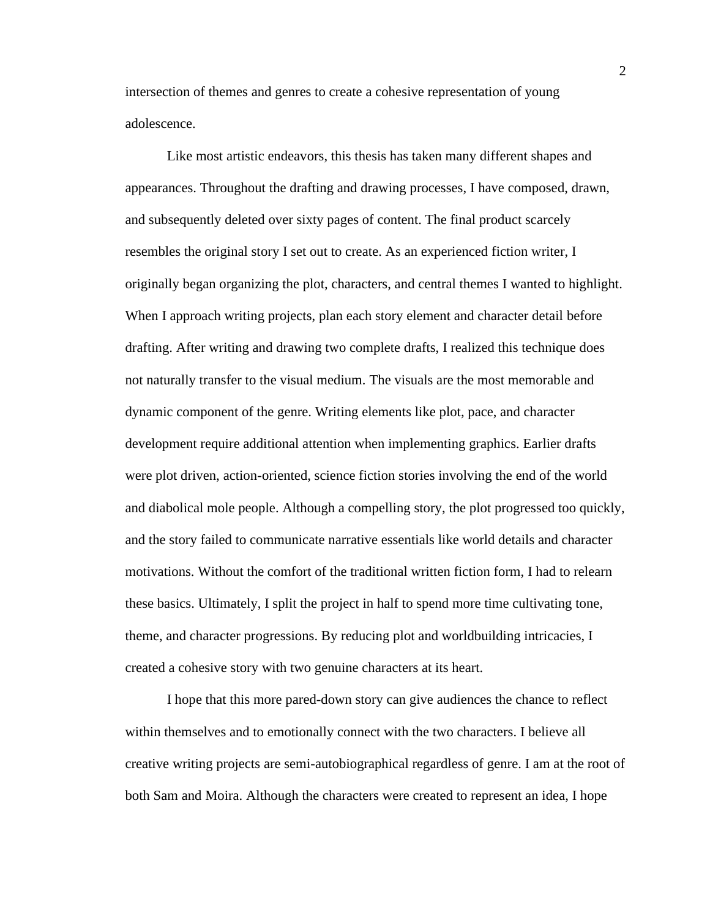intersection of themes and genres to create a cohesive representation of young adolescence.

Like most artistic endeavors, this thesis has taken many different shapes and appearances. Throughout the drafting and drawing processes, I have composed, drawn, and subsequently deleted over sixty pages of content. The final product scarcely resembles the original story I set out to create. As an experienced fiction writer, I originally began organizing the plot, characters, and central themes I wanted to highlight. When I approach writing projects, plan each story element and character detail before drafting. After writing and drawing two complete drafts, I realized this technique does not naturally transfer to the visual medium. The visuals are the most memorable and dynamic component of the genre. Writing elements like plot, pace, and character development require additional attention when implementing graphics. Earlier drafts were plot driven, action-oriented, science fiction stories involving the end of the world and diabolical mole people. Although a compelling story, the plot progressed too quickly, and the story failed to communicate narrative essentials like world details and character motivations. Without the comfort of the traditional written fiction form, I had to relearn these basics. Ultimately, I split the project in half to spend more time cultivating tone, theme, and character progressions. By reducing plot and worldbuilding intricacies, I created a cohesive story with two genuine characters at its heart.

I hope that this more pared-down story can give audiences the chance to reflect within themselves and to emotionally connect with the two characters. I believe all creative writing projects are semi-autobiographical regardless of genre. I am at the root of both Sam and Moira. Although the characters were created to represent an idea, I hope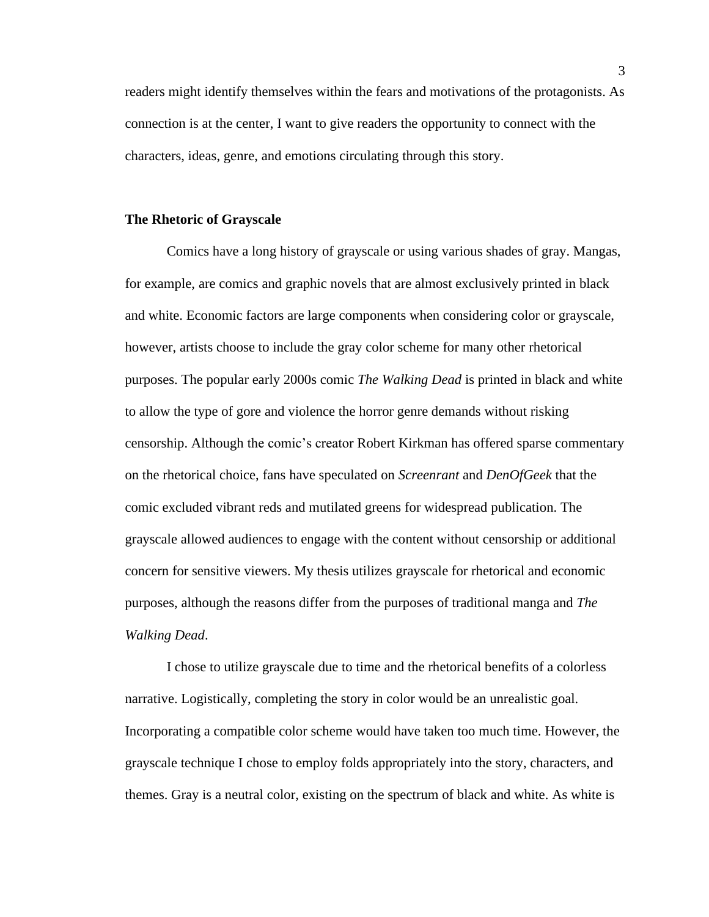readers might identify themselves within the fears and motivations of the protagonists. As connection is at the center, I want to give readers the opportunity to connect with the characters, ideas, genre, and emotions circulating through this story.

**The Rhetoric of Grayscale**

Comics have a long history of grayscale or using various shades of gray. Mangas, for example, are comics and graphic novels that are almost exclusively printed in black and white. Economic factors are large components when considering color or grayscale, however, artists choose to include the gray color scheme for many other rhetorical purposes. The popular early 2000s comic *The Walking Dead* is printed in black and white to allow the type of gore and violence the horror genre demands without risking censorship. Although the comic's creator Robert Kirkman has offered sparse commentary on the rhetorical choice, fans have speculated on *Screenrant* and *DenOfGeek* that the comic excluded vibrant reds and mutilated greens for widespread publication. The grayscale allowed audiences to engage with the content without censorship or additional concern for sensitive viewers. My thesis utilizes grayscale for rhetorical and economic purposes, although the reasons differ from the purposes of traditional manga and *The Walking Dead*.

I chose to utilize grayscale due to time and the rhetorical benefits of a colorless narrative. Logistically, completing the story in color would be an unrealistic goal. Incorporating a compatible color scheme would have taken too much time. However, the grayscale technique I chose to employ folds appropriately into the story, characters, and themes. Gray is a neutral color, existing on the spectrum of black and white. As white is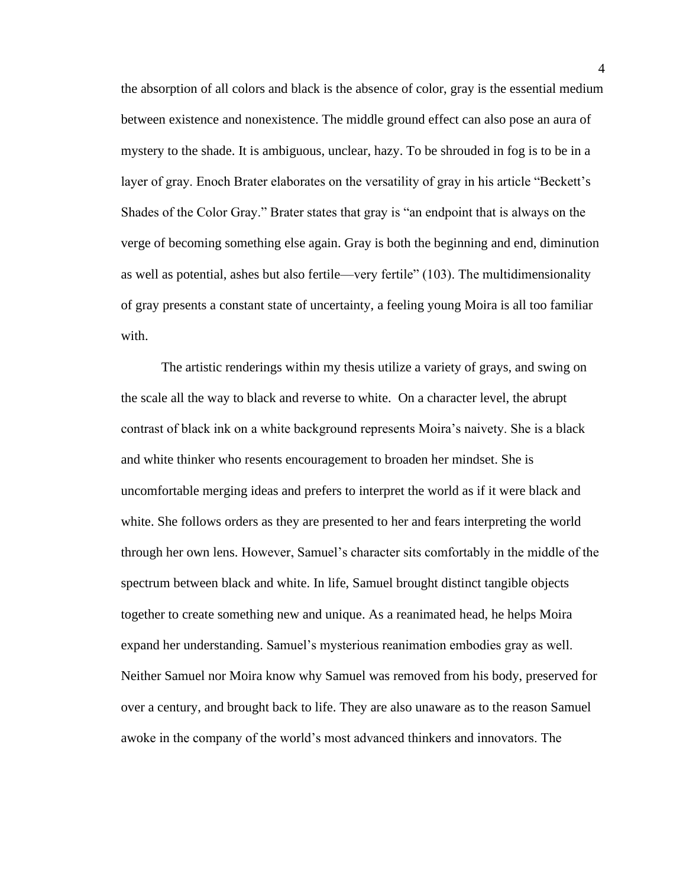the absorption of all colors and black is the absence of color, gray is the essential medium between existence and nonexistence. The middle ground effect can also pose an aura of mystery to the shade. It is ambiguous, unclear, hazy. To be shrouded in fog is to be in a layer of gray. Enoch Brater elaborates on the versatility of gray in his article "Beckett's Shades of the Color Gray." Brater states that gray is "an endpoint that is always on the verge of becoming something else again. Gray is both the beginning and end, diminution as well as potential, ashes but also fertile—very fertile" (103). The multidimensionality of gray presents a constant state of uncertainty, a feeling young Moira is all too familiar with.

The artistic renderings within my thesis utilize a variety of grays, and swing on the scale all the way to black and reverse to white. On a character level, the abrupt contrast of black ink on a white background represents Moira's naivety. She is a black and white thinker who resents encouragement to broaden her mindset. She is uncomfortable merging ideas and prefers to interpret the world as if it were black and white. She follows orders as they are presented to her and fears interpreting the world through her own lens. However, Samuel's character sits comfortably in the middle of the spectrum between black and white. In life, Samuel brought distinct tangible objects together to create something new and unique. As a reanimated head, he helps Moira expand her understanding. Samuel's mysterious reanimation embodies gray as well. Neither Samuel nor Moira know why Samuel was removed from his body, preserved for over a century, and brought back to life. They are also unaware as to the reason Samuel awoke in the company of the world's most advanced thinkers and innovators. The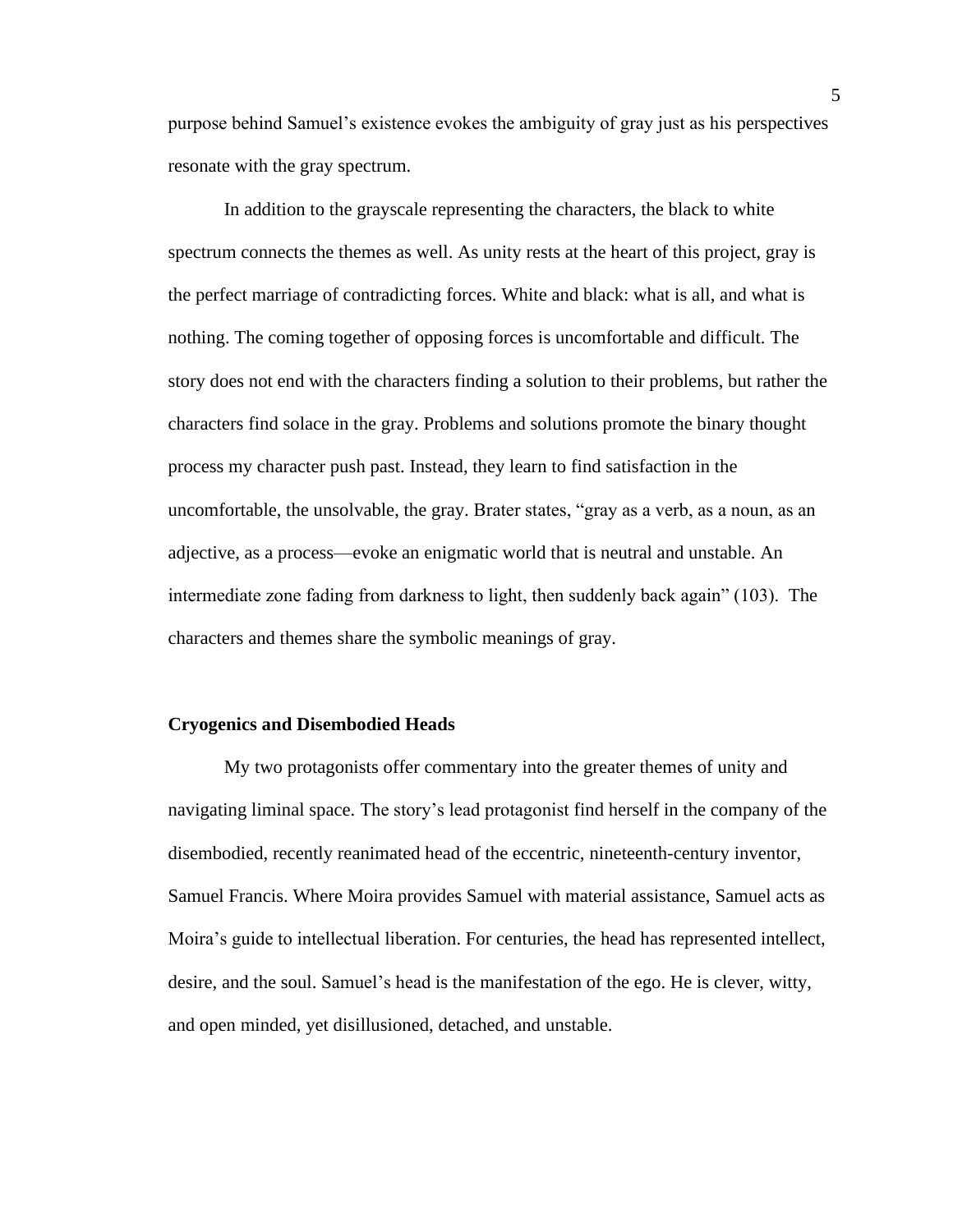purpose behind Samuel's existence evokes the ambiguity of gray just as his perspectives resonate with the gray spectrum.

In addition to the grayscale representing the characters, the black to white spectrum connects the themes as well. As unity rests at the heart of this project, gray is the perfect marriage of contradicting forces. White and black: what is all, and what is nothing. The coming together of opposing forces is uncomfortable and difficult. The story does not end with the characters finding a solution to their problems, but rather the characters find solace in the gray. Problems and solutions promote the binary thought process my character push past. Instead, they learn to find satisfaction in the uncomfortable, the unsolvable, the gray. Brater states, "gray as a verb, as a noun, as an adjective, as a process—evoke an enigmatic world that is neutral and unstable. An intermediate zone fading from darkness to light, then suddenly back again" (103). The characters and themes share the symbolic meanings of gray.

**Cryogenics and Disembodied Heads**

My two protagonists offer commentary into the greater themes of unity and navigating liminal space. The story's lead protagonist find herself in the company of the disembodied, recently reanimated head of the eccentric, nineteenth-century inventor, Samuel Francis. Where Moira provides Samuel with material assistance, Samuel acts as Moira's guide to intellectual liberation. For centuries, the head has represented intellect, desire, and the soul. Samuel's head is the manifestation of the ego. He is clever, witty, and open minded, yet disillusioned, detached, and unstable.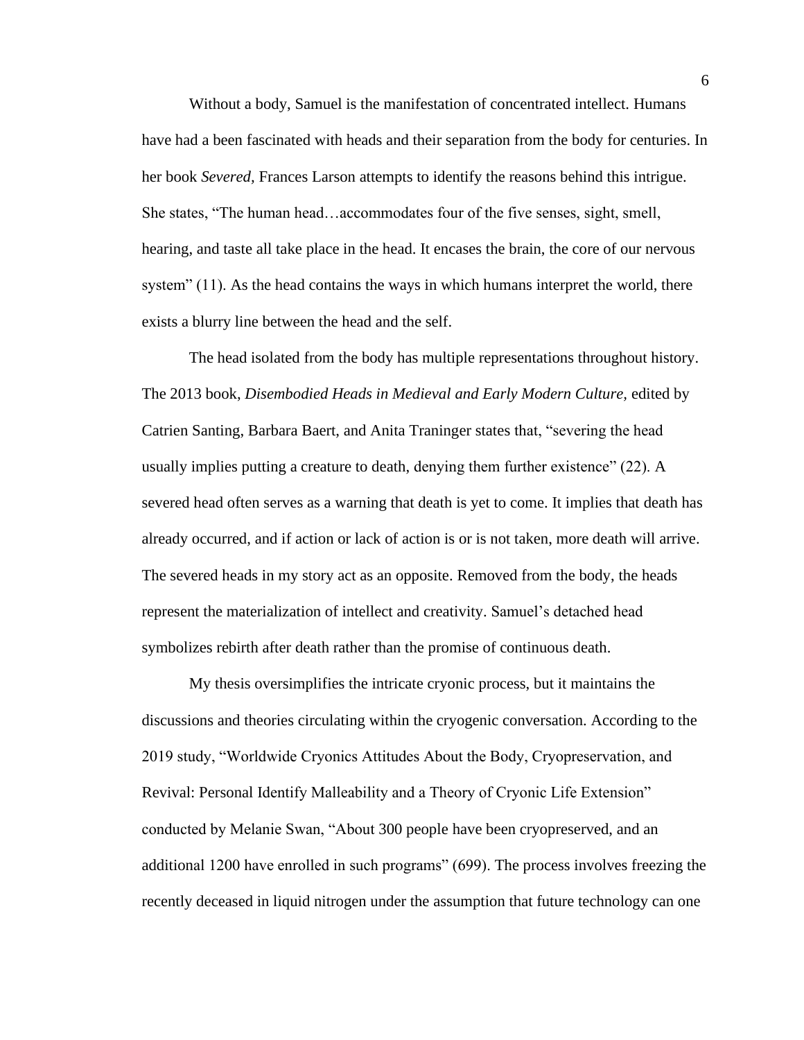Without a body, Samuel is the manifestation of concentrated intellect. Humans have had a been fascinated with heads and their separation from the body for centuries. In her book *Severed,* Frances Larson attempts to identify the reasons behind this intrigue. She states, "The human head…accommodates four of the five senses, sight, smell, hearing, and taste all take place in the head. It encases the brain, the core of our nervous system" (11). As the head contains the ways in which humans interpret the world, there exists a blurry line between the head and the self.

The head isolated from the body has multiple representations throughout history. The 2013 book, *Disembodied Heads in Medieval and Early Modern Culture,* edited by Catrien Santing, Barbara Baert, and Anita Traninger states that, "severing the head usually implies putting a creature to death, denying them further existence" (22). A severed head often serves as a warning that death is yet to come. It implies that death has already occurred, and if action or lack of action is or is not taken, more death will arrive. The severed heads in my story act as an opposite. Removed from the body, the heads represent the materialization of intellect and creativity. Samuel's detached head symbolizes rebirth after death rather than the promise of continuous death.

My thesis oversimplifies the intricate cryonic process, but it maintains the discussions and theories circulating within the cryogenic conversation. According to the 2019 study, "Worldwide Cryonics Attitudes About the Body, Cryopreservation, and Revival: Personal Identify Malleability and a Theory of Cryonic Life Extension" conducted by Melanie Swan, "About 300 people have been cryopreserved, and an additional 1200 have enrolled in such programs" (699). The process involves freezing the recently deceased in liquid nitrogen under the assumption that future technology can one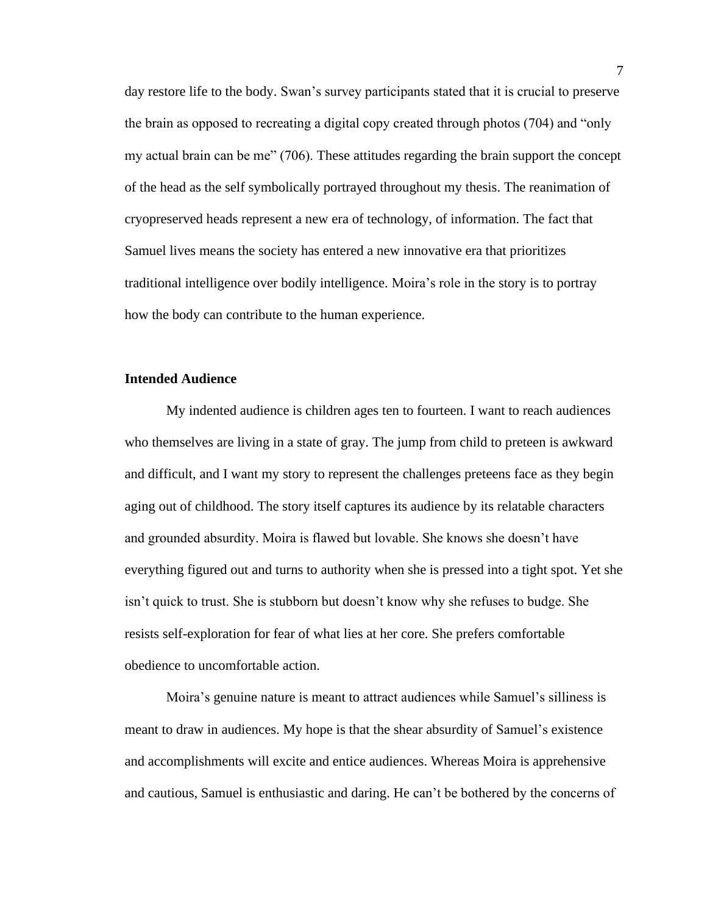day restore life to the body. Swan's survey participants stated that it is crucial to preserve the brain as opposed to recreating a digital copy created through photos (704) and "only my actual brain can be me" (706). These attitudes regarding the brain support the concept of the head as the self symbolically portrayed throughout my thesis. The reanimation of cryopreserved heads represent a new era of technology, of information. The fact that Samuel lives means the society has entered a new innovative era that prioritizes traditional intelligence over bodily intelligence. Moira's role in the story is to portray how the body can contribute to the human experience.

### Intended Audience

My indented audience is children ages ten to fourteen. I want to reach audiences who themselves are living in a state of gray. The jump from child to preteen is awkward and difficult, and I want my story to represent the challenges preteens face as they begin aging out of childhood. The story itself captures its audience by its relatable characters and grounded absurdity. Moira is flawed but lovable. She knows she doesn't have everything figured out and turns to authority when she is pressed into a tight spot. Yet she isn't quick to trust. She is stubborn but doesn't know why she refuses to budge. She resists self-exploration for fear of what lies at her core. She prefers comfortable obedience to uncomfortable action.

Moira's genuine nature is meant to attract audiences while Samuel's silliness is meant to draw in audiences. My hope is that the shear absurdity of Samuel's existence and accomplishments will excite and entice audiences. Whereas Moira is apprehensive and cautious, Samuel is enthusiastic and daring. He can't be bothered by the concerns of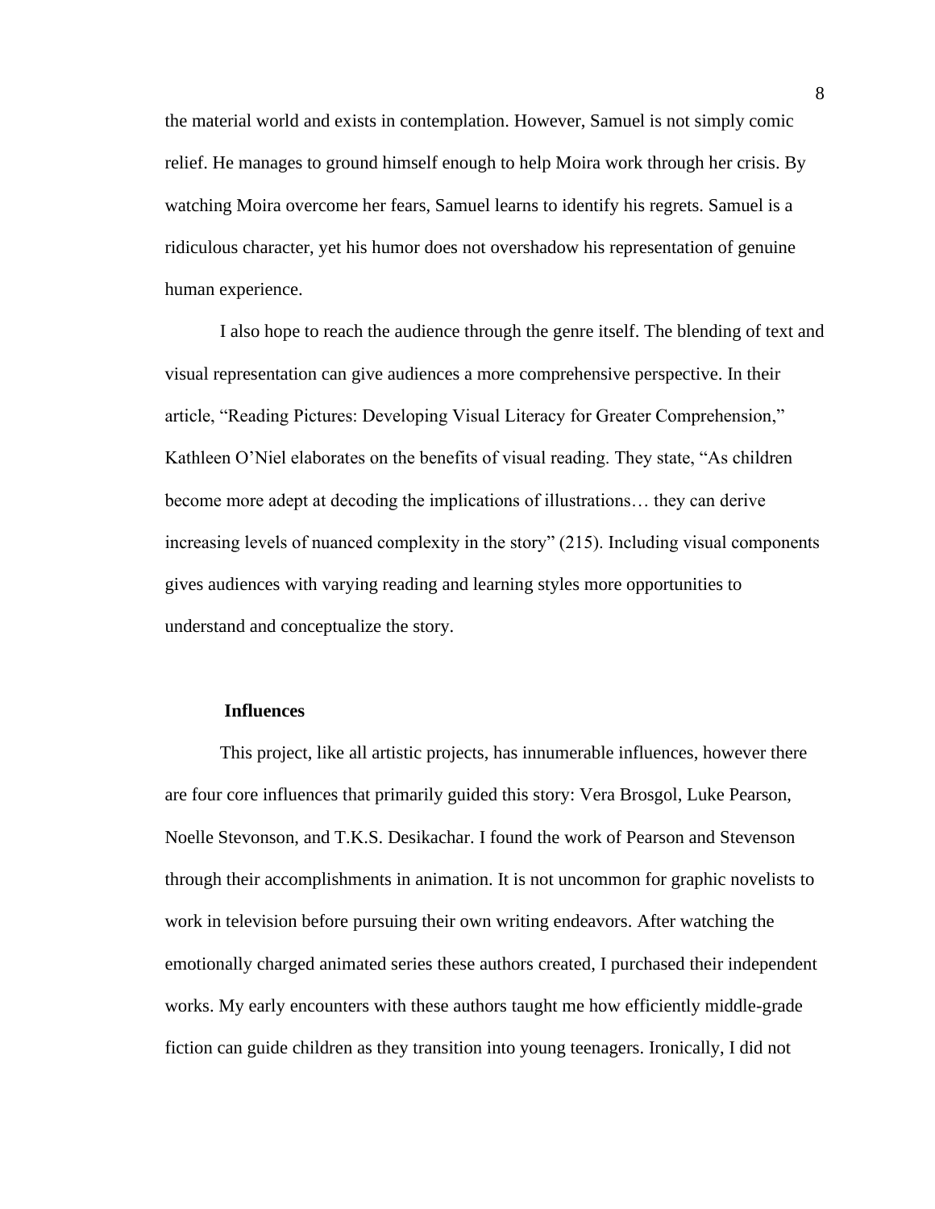the material world and exists in contemplation. However, Samuel is not simply comic relief. He manages to ground himself enough to help Moira work through her crisis. By watching Moira overcome her fears, Samuel learns to identify his regrets. Samuel is a ridiculous character, yet his humor does not overshadow his representation of genuine human experience.

I also hope to reach the audience through the genre itself. The blending of text and visual representation can give audiences a more comprehensive perspective. In their article, "Reading Pictures: Developing Visual Literacy for Greater Comprehension," Kathleen O'Niel elaborates on the benefits of visual reading. They state, "As children become more adept at decoding the implications of illustrations… they can derive increasing levels of nuanced complexity in the story" (215). Including visual components gives audiences with varying reading and learning styles more opportunities to understand and conceptualize the story.

### Influences

This project, like all artistic projects, has innumerable influences, however there are four core influences that primarily guided this story: Vera Brosgol, Luke Pearson, Noelle Stevonson, and T.K.S. Desikachar. I found the work of Pearson and Stevenson through their accomplishments in animation. It is not uncommon for graphic novelists to work in television before pursuing their own writing endeavors. After watching the emotionally charged animated series these authors created, I purchased their independent works. My early encounters with these authors taught me how efficiently middle-grade fiction can guide children as they transition into young teenagers. Ironically, I did not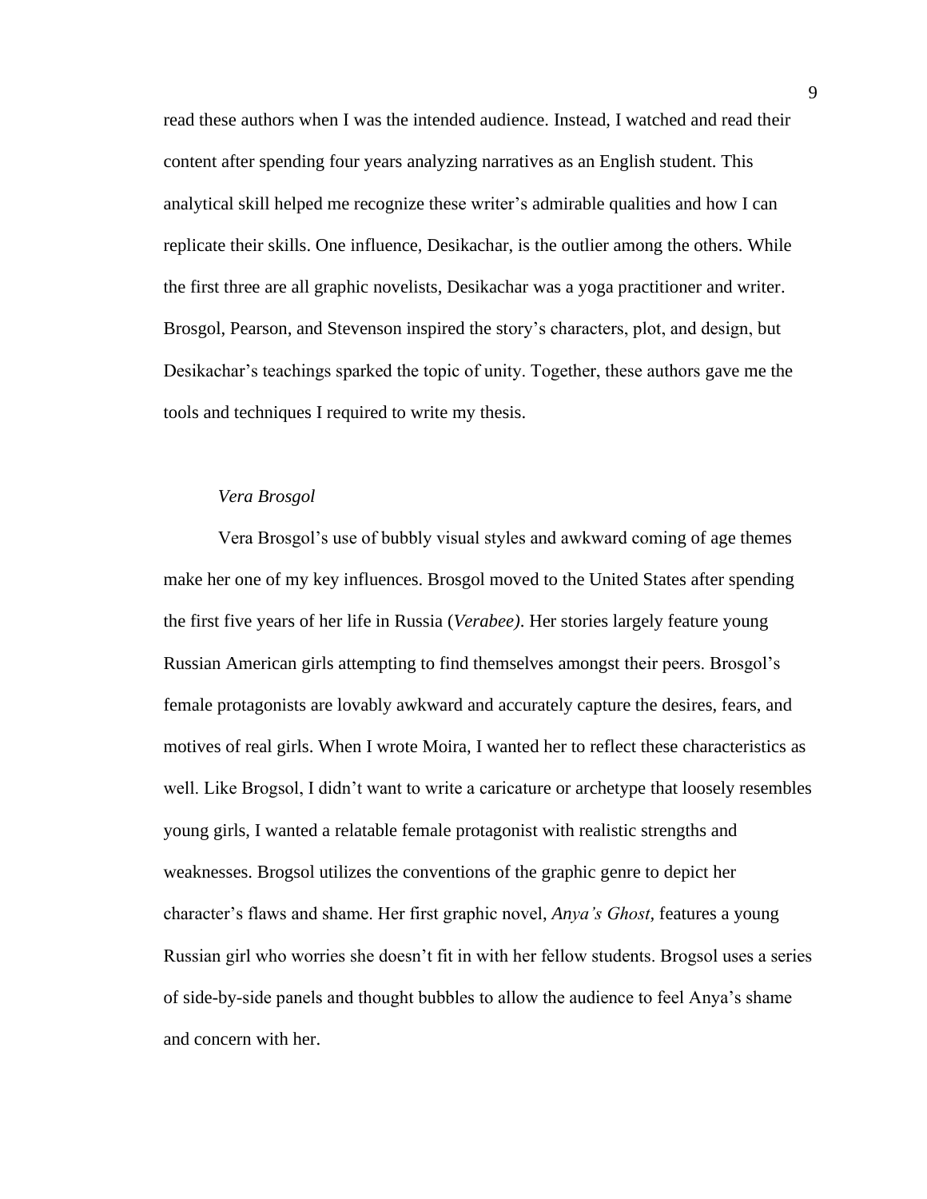read these authors when I was the intended audience. Instead, I watched and read their content after spending four years analyzing narratives as an English student. This analytical skill helped me recognize these writer's admirable qualities and how I can replicate their skills. One influence, Desikachar, is the outlier among the others. While the first three are all graphic novelists, Desikachar was a yoga practitioner and writer. Brosgol, Pearson, and Stevenson inspired the story's characters, plot, and design, but Desikachar's teachings sparked the topic of unity. Together, these authors gave me the tools and techniques I required to write my thesis.

*Vera Brosgol*

Vera Brosgol's use of bubbly visual styles and awkward coming of age themes make her one of my key influences. Brosgol moved to the United States after spending the first five years of her life in Russia (*Verabee)*. Her stories largely feature young Russian American girls attempting to find themselves amongst their peers. Brosgol's female protagonists are lovably awkward and accurately capture the desires, fears, and motives of real girls. When I wrote Moira, I wanted her to reflect these characteristics as well. Like Brogsol, I didn't want to write a caricature or archetype that loosely resembles young girls, I wanted a relatable female protagonist with realistic strengths and weaknesses. Brogsol utilizes the conventions of the graphic genre to depict her character's flaws and shame. Her first graphic novel, *Anya's Ghost,* features a young Russian girl who worries she doesn't fit in with her fellow students. Brogsol uses a series of side-by-side panels and thought bubbles to allow the audience to feel Anya's shame and concern with her.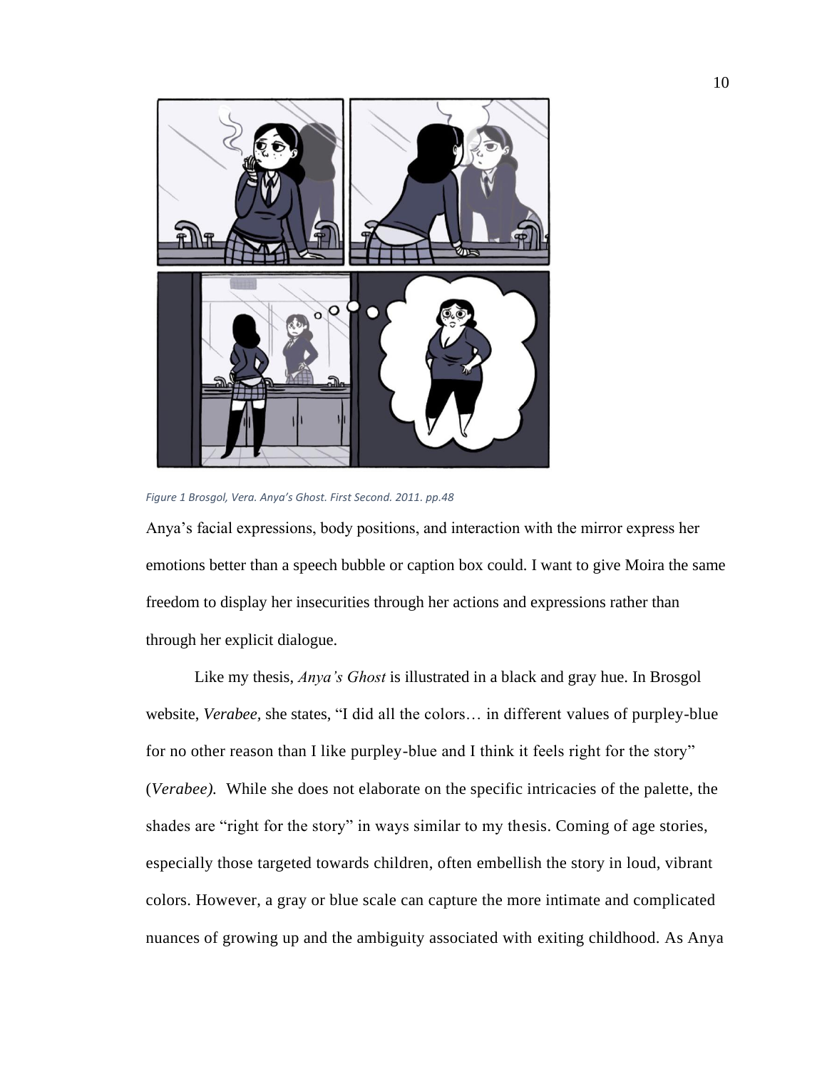*Figure 1 Brosgol, Vera. Anya's Ghost. First Second. 2011. pp.48*

Anya's facial expressions, body positions, and interaction with the mirror express her emotions better than a speech bubble or caption box could. I want to give Moira the same freedom to display her insecurities through her actions and expressions rather than through her explicit dialogue.

Like my thesis, *Anya's Ghost* is illustrated in a black and gray hue. In Brosgol website, *Verabee,* she states, "I did all the colors… in different values of purpley-blue for no other reason than I like purpley-blue and I think it feels right for the story" (*Verabee).* While she does not elaborate on the specific intricacies of the palette, the shades are "right for the story" in ways similar to my thesis. Coming of age stories, especially those targeted towards children, often embellish the story in loud, vibrant colors. However, a gray or blue scale can capture the more intimate and complicated nuances of growing up and the ambiguity associated with exiting childhood. As Anya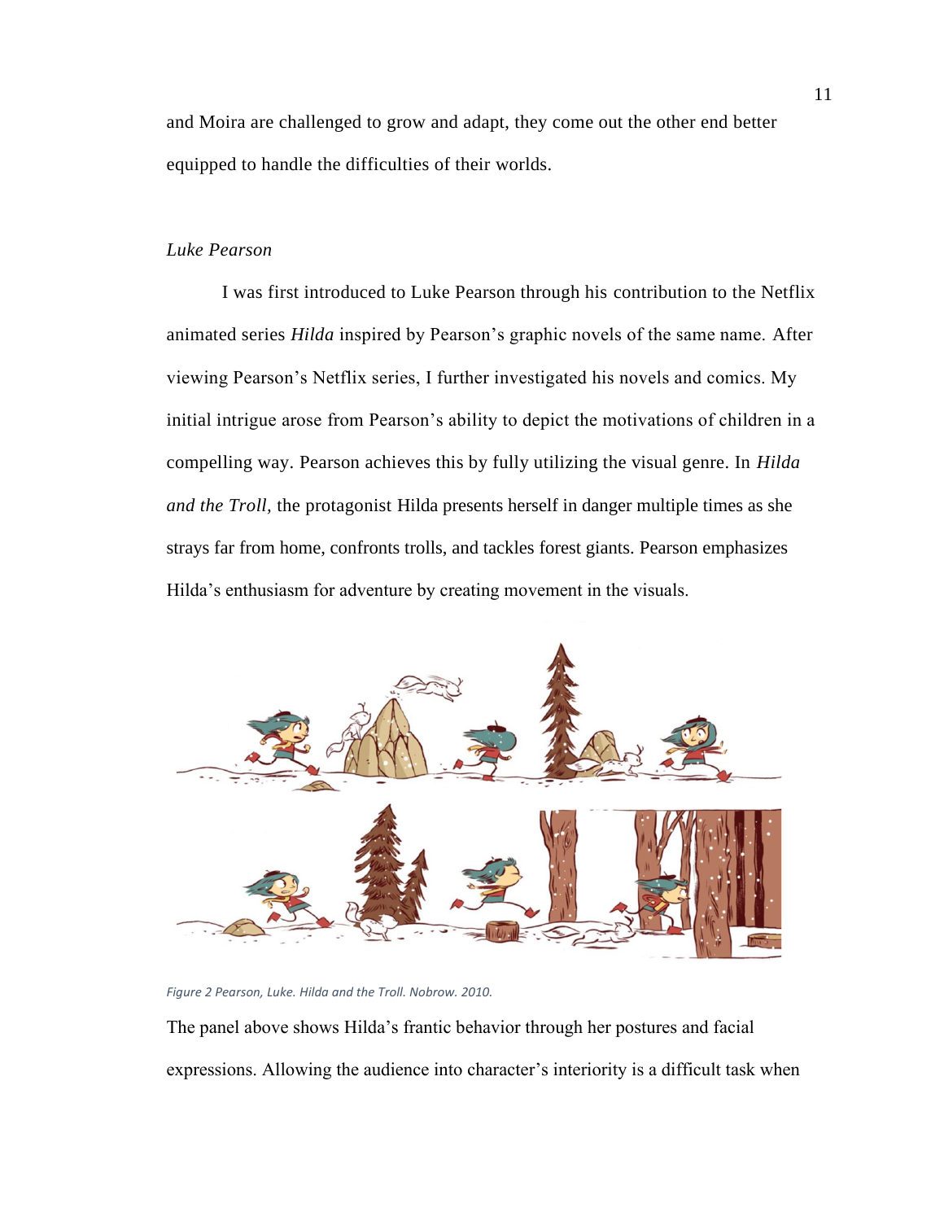and Moira are challenged to grow and adapt, they come out the other end better equipped to handle the difficulties of their worlds.

*Luke Pearson*

I was first introduced to Luke Pearson through his contribution to the Netflix animated series *Hilda* inspired by Pearson's graphic novels of the same name. After viewing Pearson's Netflix series, I further investigated his novels and comics. My initial intrigue arose from Pearson's ability to depict the motivations of children in a compelling way. Pearson achieves this by fully utilizing the visual genre. In *Hilda and the Troll*, the protagonist Hilda presents herself in danger multiple times as she strays far from home, confronts trolls, and tackles forest giants. Pearson emphasizes Hilda's enthusiasm for adventure by creating movement in the visuals.

*Figure 2 Pearson, Luke. Hilda and the Troll. Nobrow. 2010.*

The panel above shows Hilda's frantic behavior through her postures and facial expressions. Allowing the audience into character's interiority is a difficult task when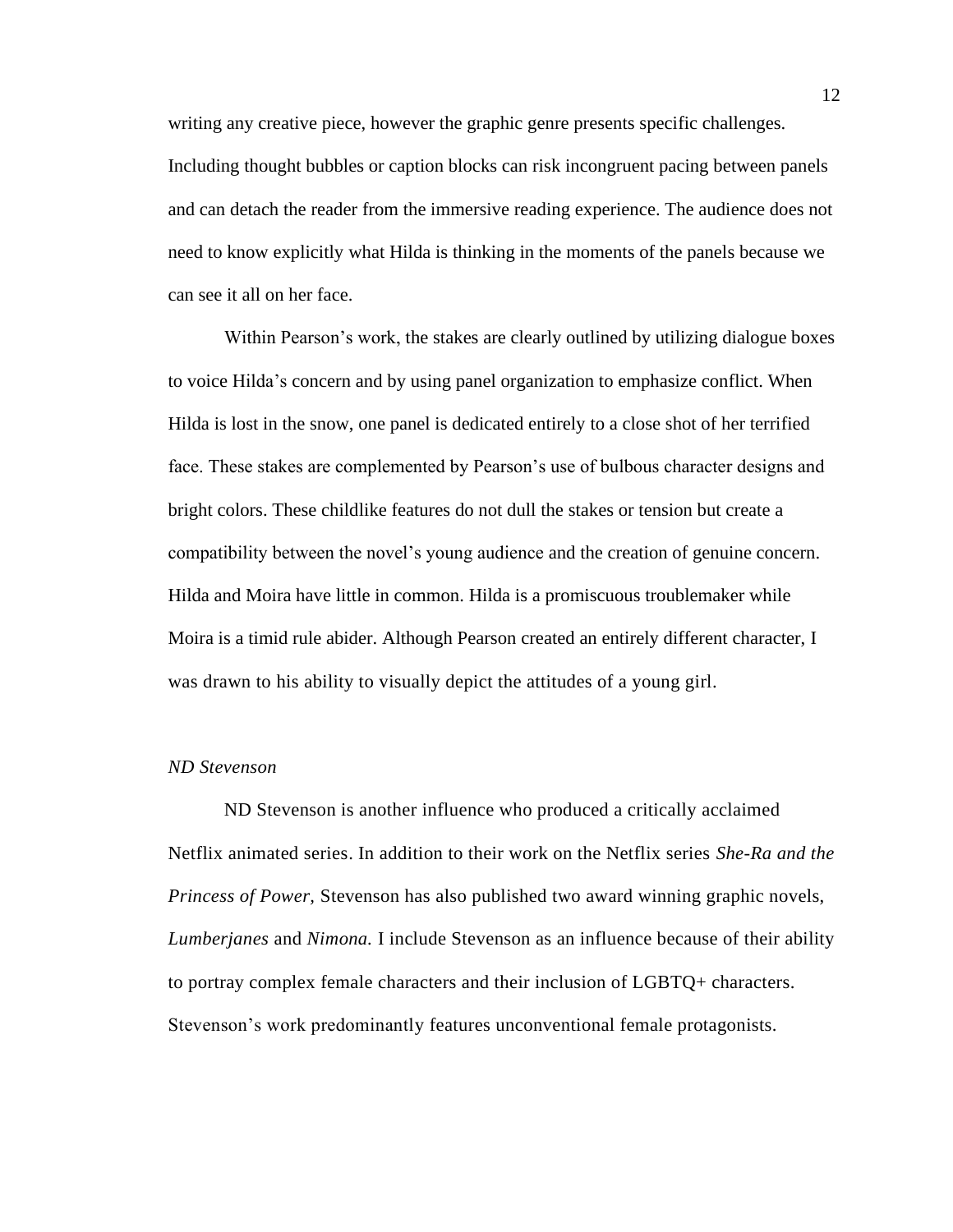writing any creative piece, however the graphic genre presents specific challenges. Including thought bubbles or caption blocks can risk incongruent pacing between panels and can detach the reader from the immersive reading experience. The audience does not need to know explicitly what Hilda is thinking in the moments of the panels because we can see it all on her face.

Within Pearson's work, the stakes are clearly outlined by utilizing dialogue boxes to voice Hilda's concern and by using panel organization to emphasize conflict. When Hilda is lost in the snow, one panel is dedicated entirely to a close shot of her terrified face. These stakes are complemented by Pearson's use of bulbous character designs and bright colors. These childlike features do not dull the stakes or tension but create a compatibility between the novel's young audience and the creation of genuine concern. Hilda and Moira have little in common. Hilda is a promiscuous troublemaker while Moira is a timid rule abider. Although Pearson created an entirely different character, I was drawn to his ability to visually depict the attitudes of a young girl.

*ND Stevenson*

ND Stevenson is another influence who produced a critically acclaimed Netflix animated series. In addition to their work on the Netflix series *She-Ra and the Princess of Power,* Stevenson has also published two award winning graphic novels, *Lumberjanes* and *Nimona.* I include Stevenson as an influence because of their ability to portray complex female characters and their inclusion of LGBTQ+ characters. Stevenson's work predominantly features unconventional female protagonists.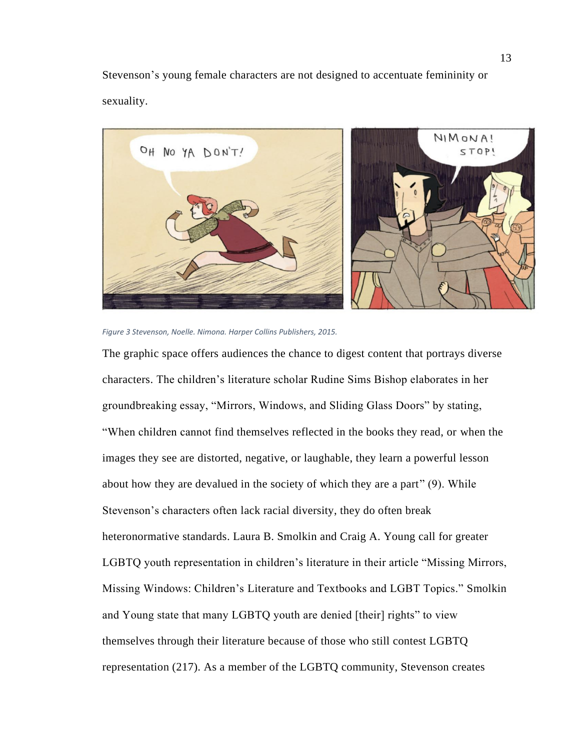Stevenson's young female characters are not designed to accentuate femininity or sexuality.

*Figure 3 Stevenson, Noelle. Nimona. Harper Collins Publishers, 2015.*

The graphic space offers audiences the chance to digest content that portrays diverse characters. The children's literature scholar Rudine Sims Bishop elaborates in her groundbreaking essay, "Mirrors, Windows, and Sliding Glass Doors" by stating, "When children cannot find themselves reflected in the books they read, or when the images they see are distorted, negative, or laughable, they learn a powerful lesson about how they are devalued in the society of which they are a part" (9). While Stevenson's characters often lack racial diversity, they do often break heteronormative standards. Laura B. Smolkin and Craig A. Young call for greater LGBTQ youth representation in children's literature in their article "Missing Mirrors, Missing Windows: Children's Literature and Textbooks and LGBT Topics." Smolkin and Young state that many LGBTQ youth are denied [their] rights" to view themselves through their literature because of those who still contest LGBTQ representation (217). As a member of the LGBTQ community, Stevenson creates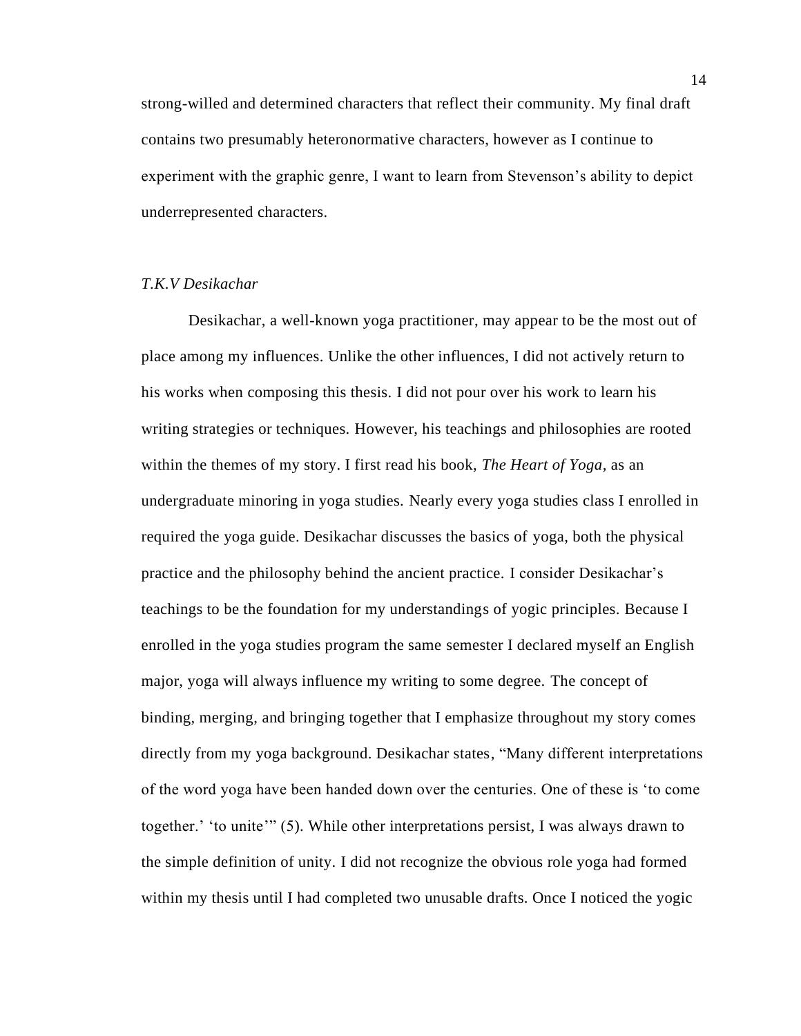strong-willed and determined characters that reflect their community. My final draft contains two presumably heteronormative characters, however as I continue to experiment with the graphic genre, I want to learn from Stevenson's ability to depict underrepresented characters.

*T.K.V Desikachar*

Desikachar, a well-known yoga practitioner, may appear to be the most out of place among my influences. Unlike the other influences, I did not actively return to his works when composing this thesis. I did not pour over his work to learn his writing strategies or techniques. However, his teachings and philosophies are rooted within the themes of my story. I first read his book, *The Heart of Yoga*, as an undergraduate minoring in yoga studies. Nearly every yoga studies class I enrolled in required the yoga guide. Desikachar discusses the basics of yoga, both the physical practice and the philosophy behind the ancient practice. I consider Desikachar's teachings to be the foundation for my understandings of yogic principles. Because I enrolled in the yoga studies program the same semester I declared myself an English major, yoga will always influence my writing to some degree. The concept of binding, merging, and bringing together that I emphasize throughout my story comes directly from my yoga background. Desikachar states, "Many different interpretations of the word yoga have been handed down over the centuries. One of these is 'to come together.' 'to unite'" (5). While other interpretations persist, I was always drawn to the simple definition of unity. I did not recognize the obvious role yoga had formed within my thesis until I had completed two unusable drafts. Once I noticed the yogic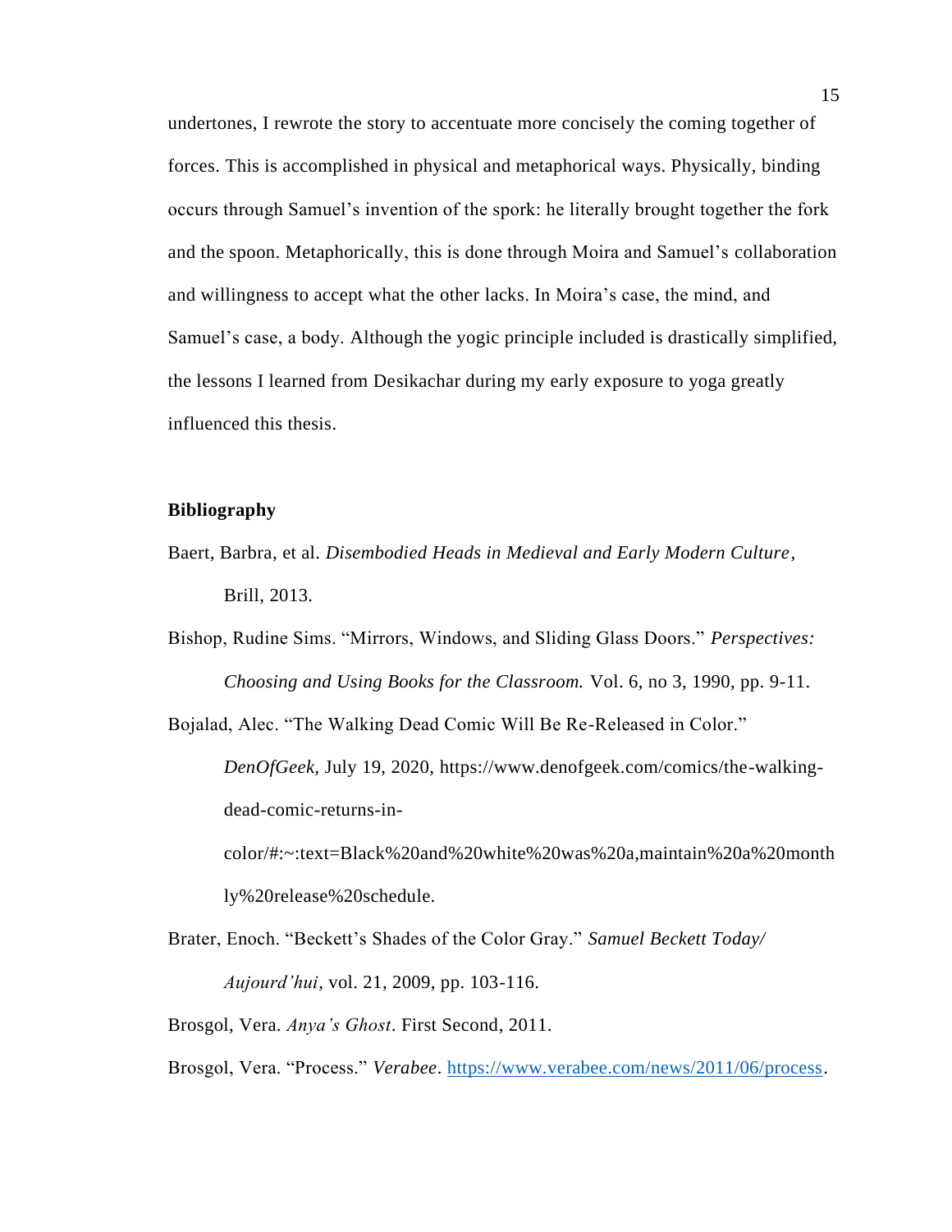undertones, I rewrote the story to accentuate more concisely the coming together of forces. This is accomplished in physical and metaphorical ways. Physically, binding occurs through Samuel's invention of the spork: he literally brought together the fork and the spoon. Metaphorically, this is done through Moira and Samuel's collaboration and willingness to accept what the other lacks. In Moira's case, the mind, and Samuel's case, a body. Although the yogic principle included is drastically simplified, the lessons I learned from Desikachar during my early exposure to yoga greatly influenced this thesis.

**Bibliography**

Baert, Barbra, et al. *Disembodied Heads in Medieval and Early Modern Culture*, Brill, 2013.

Bishop, Rudine Sims. "Mirrors, Windows, and Sliding Glass Doors." *Perspectives: Choosing and Using Books for the Classroom.* Vol. 6, no 3, 1990, pp. 9-11.

Bojalad, Alec. "The Walking Dead Comic Will Be Re-Released in Color." *DenOfGeek,* July 19, 2020, https://www.denofgeek.com/comics/the-walking-dead-comic-returns-in-color/#:~:text=Black%20and%20white%20was%20a,maintain%20a%20monthly%20release%20schedule.

Brater, Enoch. "Beckett's Shades of the Color Gray." *Samuel Beckett Today/ Aujourd'hui*, vol. 21, 2009, pp. 103-116.

Brosgol, Vera. *Anya's Ghost*. First Second, 2011.

Brosgol, Vera. "Process." *Verabee*. https://www.verabee.com/news/2011/06/process.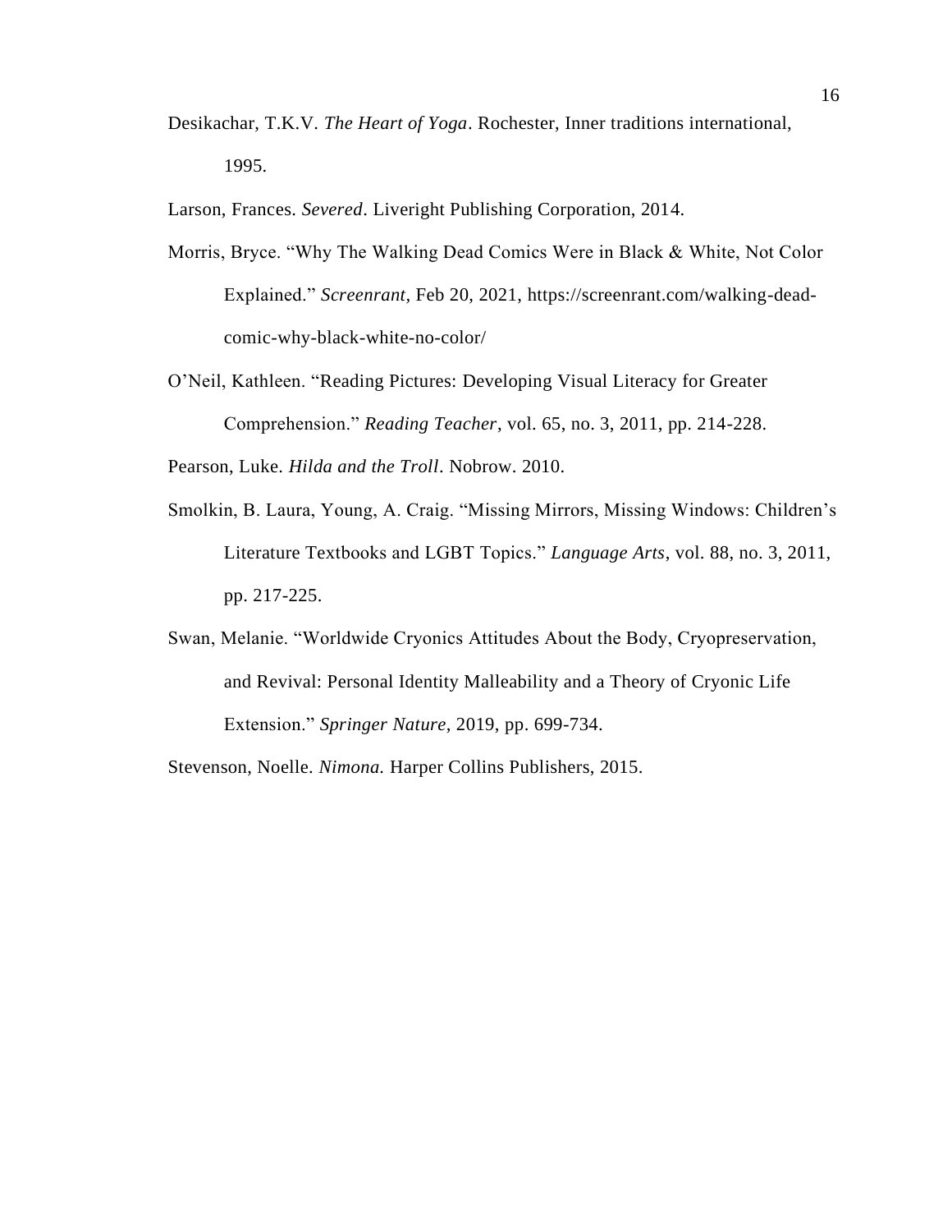Desikachar, T.K.V. *The Heart of Yoga*. Rochester, Inner traditions international, 1995.

Larson, Frances. *Severed*. Liveright Publishing Corporation, 2014.

Morris, Bryce. "Why The Walking Dead Comics Were in Black & White, Not Color Explained." *Screenrant,* Feb 20, 2021, https://screenrant.com/walking-dead-comic-why-black-white-no-color/

O'Neil, Kathleen. "Reading Pictures: Developing Visual Literacy for Greater Comprehension." *Reading Teacher*, vol. 65, no. 3, 2011, pp. 214-228.

Pearson, Luke. *Hilda and the Troll*. Nobrow. 2010.

Smolkin, B. Laura, Young, A. Craig. "Missing Mirrors, Missing Windows: Children's Literature Textbooks and LGBT Topics." *Language Arts*, vol. 88, no. 3, 2011, pp. 217-225.

Swan, Melanie. "Worldwide Cryonics Attitudes About the Body, Cryopreservation, and Revival: Personal Identity Malleability and a Theory of Cryonic Life Extension." *Springer Nature*, 2019, pp. 699-734.

Stevenson, Noelle. *Nimona.* Harper Collins Publishers, 2015.